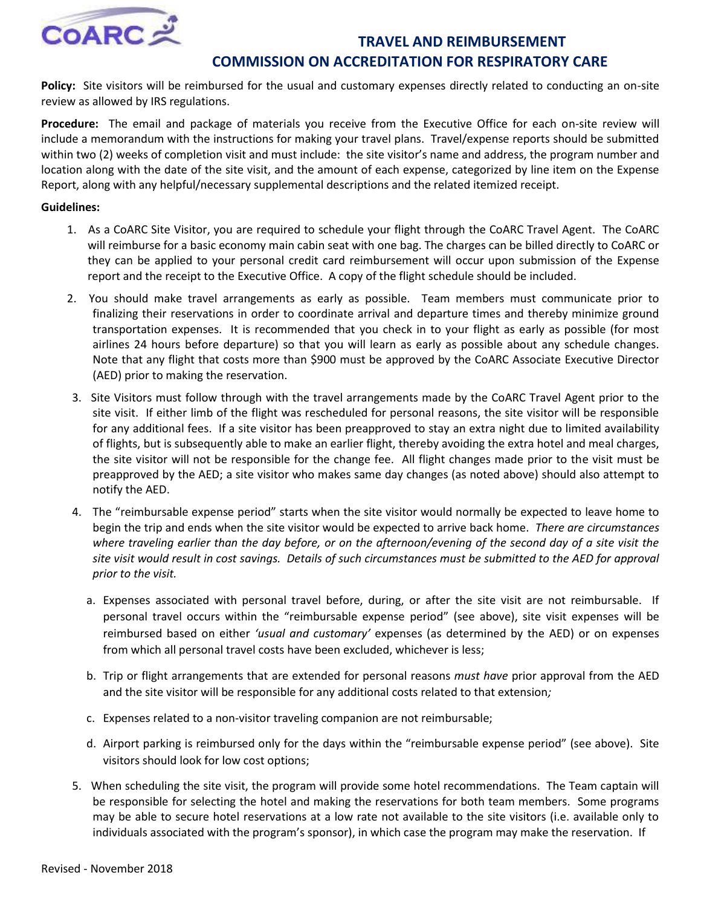CoARC

# TRAVEL AND REIMBURSEMENT
# COMMISSION ON ACCREDITATION FOR RESPIRATORY CARE

**Policy:** Site visitors will be reimbursed for the usual and customary expenses directly related to conducting an on-site review as allowed by IRS regulations.

**Procedure:** The email and package of materials you receive from the Executive Office for each on-site review will include a memorandum with the instructions for making your travel plans. Travel/expense reports should be submitted within two (2) weeks of completion visit and must include: the site visitor's name and address, the program number and location along with the date of the site visit, and the amount of each expense, categorized by line item on the Expense Report, along with any helpful/necessary supplemental descriptions and the related itemized receipt.

**Guidelines:**

1. As a CoARC Site Visitor, you are required to schedule your flight through the CoARC Travel Agent. The CoARC will reimburse for a basic economy main cabin seat with one bag. The charges can be billed directly to CoARC or they can be applied to your personal credit card reimbursement will occur upon submission of the Expense report and the receipt to the Executive Office. A copy of the flight schedule should be included.

2. You should make travel arrangements as early as possible. Team members must communicate prior to finalizing their reservations in order to coordinate arrival and departure times and thereby minimize ground transportation expenses. It is recommended that you check in to your flight as early as possible (for most airlines 24 hours before departure) so that you will learn as early as possible about any schedule changes. Note that any flight that costs more than $900 must be approved by the CoARC Associate Executive Director (AED) prior to making the reservation.

3. Site Visitors must follow through with the travel arrangements made by the CoARC Travel Agent prior to the site visit. If either limb of the flight was rescheduled for personal reasons, the site visitor will be responsible for any additional fees. If a site visitor has been preapproved to stay an extra night due to limited availability of flights, but is subsequently able to make an earlier flight, thereby avoiding the extra hotel and meal charges, the site visitor will not be responsible for the change fee. All flight changes made prior to the visit must be preapproved by the AED; a site visitor who makes same day changes (as noted above) should also attempt to notify the AED.

4. The "reimbursable expense period" starts when the site visitor would normally be expected to leave home to begin the trip and ends when the site visitor would be expected to arrive back home. *There are circumstances where traveling earlier than the day before, or on the afternoon/evening of the second day of a site visit the site visit would result in cost savings. Details of such circumstances must be submitted to the AED for approval prior to the visit.*

   a. Expenses associated with personal travel before, during, or after the site visit are not reimbursable. If personal travel occurs within the "reimbursable expense period" (see above), site visit expenses will be reimbursed based on either *'usual and customary'* expenses (as determined by the AED) or on expenses from which all personal travel costs have been excluded, whichever is less;

   b. Trip or flight arrangements that are extended for personal reasons *must have* prior approval from the AED and the site visitor will be responsible for any additional costs related to that extension*;*

   c. Expenses related to a non-visitor traveling companion are not reimbursable;

   d. Airport parking is reimbursed only for the days within the "reimbursable expense period" (see above). Site visitors should look for low cost options;

5. When scheduling the site visit, the program will provide some hotel recommendations. The Team captain will be responsible for selecting the hotel and making the reservations for both team members. Some programs may be able to secure hotel reservations at a low rate not available to the site visitors (i.e. available only to individuals associated with the program's sponsor), in which case the program may make the reservation. If

Revised - November 2018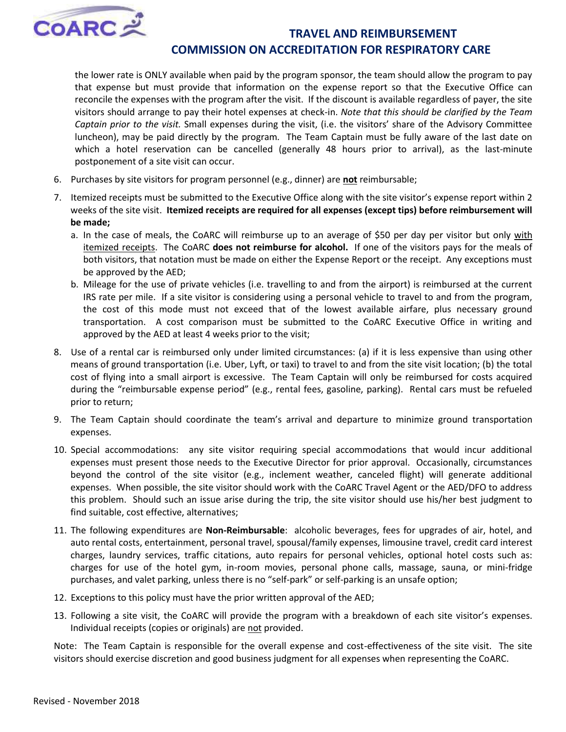the lower rate is ONLY available when paid by the program sponsor, the team should allow the program to pay that expense but must provide that information on the expense report so that the Executive Office can reconcile the expenses with the program after the visit. If the discount is available regardless of payer, the site visitors should arrange to pay their hotel expenses at check-in. *Note that this should be clarified by the Team Captain prior to the visit.* Small expenses during the visit, (i.e. the visitors' share of the Advisory Committee luncheon), may be paid directly by the program. The Team Captain must be fully aware of the last date on which a hotel reservation can be cancelled (generally 48 hours prior to arrival), as the last-minute postponement of a site visit can occur.

6. Purchases by site visitors for program personnel (e.g., dinner) are **not** reimbursable;
7. Itemized receipts must be submitted to the Executive Office along with the site visitor's expense report within 2 weeks of the site visit. **Itemized receipts are required for all expenses (except tips) before reimbursement will be made;**
   a. In the case of meals, the CoARC will reimburse up to an average of $50 per day per visitor but only with itemized receipts. The CoARC **does not reimburse for alcohol.** If one of the visitors pays for the meals of both visitors, that notation must be made on either the Expense Report or the receipt. Any exceptions must be approved by the AED;
   b. Mileage for the use of private vehicles (i.e. travelling to and from the airport) is reimbursed at the current IRS rate per mile. If a site visitor is considering using a personal vehicle to travel to and from the program, the cost of this mode must not exceed that of the lowest available airfare, plus necessary ground transportation. A cost comparison must be submitted to the CoARC Executive Office in writing and approved by the AED at least 4 weeks prior to the visit;
8. Use of a rental car is reimbursed only under limited circumstances: (a) if it is less expensive than using other means of ground transportation (i.e. Uber, Lyft, or taxi) to travel to and from the site visit location; (b) the total cost of flying into a small airport is excessive. The Team Captain will only be reimbursed for costs acquired during the "reimbursable expense period" (e.g., rental fees, gasoline, parking). Rental cars must be refueled prior to return;
9. The Team Captain should coordinate the team's arrival and departure to minimize ground transportation expenses.
10. Special accommodations: any site visitor requiring special accommodations that would incur additional expenses must present those needs to the Executive Director for prior approval. Occasionally, circumstances beyond the control of the site visitor (e.g., inclement weather, canceled flight) will generate additional expenses. When possible, the site visitor should work with the CoARC Travel Agent or the AED/DFO to address this problem. Should such an issue arise during the trip, the site visitor should use his/her best judgment to find suitable, cost effective, alternatives;
11. The following expenditures are **Non-Reimbursable**: alcoholic beverages, fees for upgrades of air, hotel, and auto rental costs, entertainment, personal travel, spousal/family expenses, limousine travel, credit card interest charges, laundry services, traffic citations, auto repairs for personal vehicles, optional hotel costs such as: charges for use of the hotel gym, in-room movies, personal phone calls, massage, sauna, or mini-fridge purchases, and valet parking, unless there is no "self-park" or self-parking is an unsafe option;
12. Exceptions to this policy must have the prior written approval of the AED;
13. Following a site visit, the CoARC will provide the program with a breakdown of each site visitor's expenses. Individual receipts (copies or originals) are not provided.

Note: The Team Captain is responsible for the overall expense and cost-effectiveness of the site visit. The site visitors should exercise discretion and good business judgment for all expenses when representing the CoARC.

Revised - November 2018